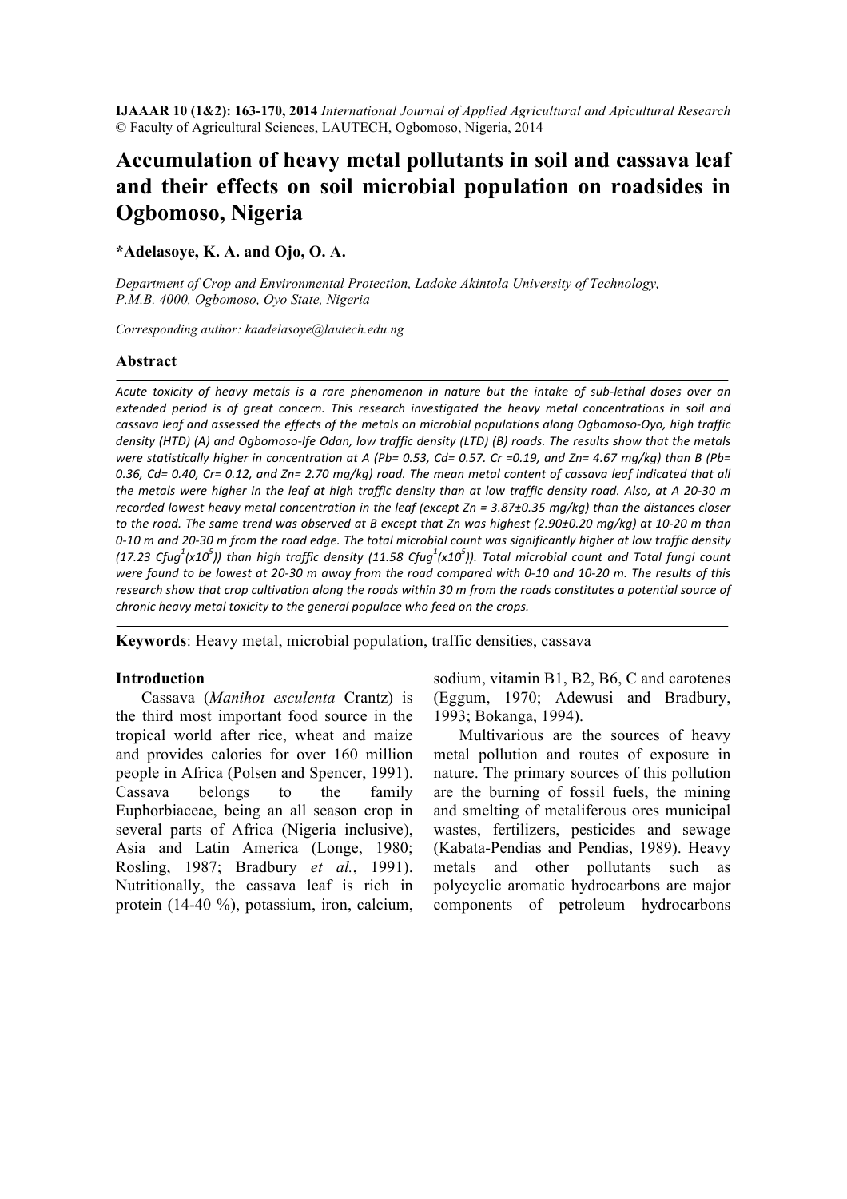IJAAR 10 (1&2): 163-170, 2014 *International Journal of Applied Agricultural and Apicultural Research*
© Faculty of Agricultural Sciences, LAUTECH, Ogbomoso, Nigeria, 2014

# Accumulation of heavy metal pollutants in soil and cassava leaf and their effects on soil microbial population on roadsides in Ogbomoso, Nigeria

**\*Adelasoye, K. A. and Ojo, O. A.**

*Department of Crop and Environmental Protection, Ladoke Akintola University of Technology, P.M.B. 4000, Ogbomoso, Oyo State, Nigeria*

*Corresponding author: kaadelasoye@lautech.edu.ng*

## Abstract

*Acute toxicity of heavy metals is a rare phenomenon in nature but the intake of sub-lethal doses over an extended period is of great concern. This research investigated the heavy metal concentrations in soil and cassava leaf and assessed the effects of the metals on microbial populations along Ogbomoso-Oyo, high traffic density (HTD) (A) and Ogbomoso-Ife Odan, low traffic density (LTD) (B) roads. The results show that the metals were statistically higher in concentration at A (Pb= 0.53, Cd= 0.57. Cr =0.19, and Zn= 4.67 mg/kg) than B (Pb= 0.36, Cd= 0.40, Cr= 0.12, and Zn= 2.70 mg/kg) road. The mean metal content of cassava leaf indicated that all the metals were higher in the leaf at high traffic density than at low traffic density road. Also, at A 20-30 m recorded lowest heavy metal concentration in the leaf (except Zn = 3.87±0.35 mg/kg) than the distances closer to the road. The same trend was observed at B except that Zn was highest (2.90±0.20 mg/kg) at 10-20 m than 0-10 m and 20-30 m from the road edge. The total microbial count was significantly higher at low traffic density (17.23 Cfug$^{1}$(x10$^{5}$)) than high traffic density (11.58 Cfug$^{1}$(x10$^{5}$)). Total microbial count and Total fungi count were found to be lowest at 20-30 m away from the road compared with 0-10 and 10-20 m. The results of this research show that crop cultivation along the roads within 30 m from the roads constitutes a potential source of chronic heavy metal toxicity to the general populace who feed on the crops.*

**Keywords**: Heavy metal, microbial population, traffic densities, cassava

## Introduction

Cassava (*Manihot esculenta* Crantz) is the third most important food source in the tropical world after rice, wheat and maize and provides calories for over 160 million people in Africa (Polsen and Spencer, 1991). Cassava belongs to the family Euphorbiaceae, being an all season crop in several parts of Africa (Nigeria inclusive), Asia and Latin America (Longe, 1980; Rosling, 1987; Bradbury *et al.*, 1991). Nutritionally, the cassava leaf is rich in protein (14-40 %), potassium, iron, calcium, sodium, vitamin B1, B2, B6, C and carotenes (Eggum, 1970; Adewusi and Bradbury, 1993; Bokanga, 1994).

Multivarious are the sources of heavy metal pollution and routes of exposure in nature. The primary sources of this pollution are the burning of fossil fuels, the mining and smelting of metaliferous ores municipal wastes, fertilizers, pesticides and sewage (Kabata-Pendias and Pendias, 1989). Heavy metals and other pollutants such as polycyclic aromatic hydrocarbons are major components of petroleum hydrocarbons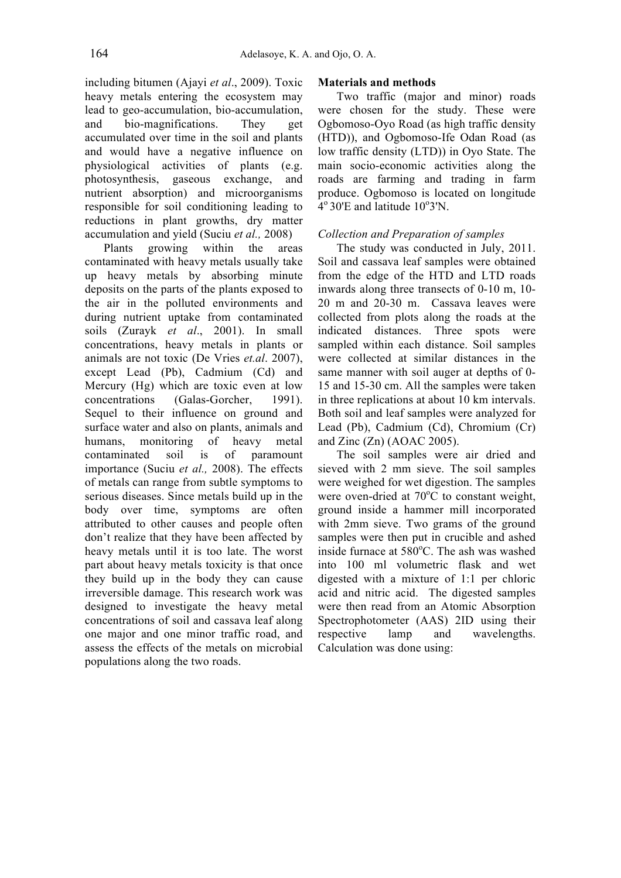including bitumen (Ajayi *et al*., 2009). Toxic heavy metals entering the ecosystem may lead to geo-accumulation, bio-accumulation, and bio-magnifications. They get accumulated over time in the soil and plants and would have a negative influence on physiological activities of plants (e.g. photosynthesis, gaseous exchange, and nutrient absorption) and microorganisms responsible for soil conditioning leading to reductions in plant growths, dry matter accumulation and yield (Suciu *et al.,* 2008)

Plants growing within the areas contaminated with heavy metals usually take up heavy metals by absorbing minute deposits on the parts of the plants exposed to the air in the polluted environments and during nutrient uptake from contaminated soils (Zurayk *et al*., 2001). In small concentrations, heavy metals in plants or animals are not toxic (De Vries *et.al*. 2007), except Lead (Pb), Cadmium (Cd) and Mercury (Hg) which are toxic even at low concentrations (Galas-Gorcher, 1991). Sequel to their influence on ground and surface water and also on plants, animals and humans, monitoring of heavy metal contaminated soil is of paramount importance (Suciu *et al.,* 2008). The effects of metals can range from subtle symptoms to serious diseases. Since metals build up in the body over time, symptoms are often attributed to other causes and people often don't realize that they have been affected by heavy metals until it is too late. The worst part about heavy metals toxicity is that once they build up in the body they can cause irreversible damage. This research work was designed to investigate the heavy metal concentrations of soil and cassava leaf along one major and one minor traffic road, and assess the effects of the metals on microbial populations along the two roads.

## Materials and methods

Two traffic (major and minor) roads were chosen for the study. These were Ogbomoso-Oyo Road (as high traffic density (HTD)), and Ogbomoso-Ife Odan Road (as low traffic density (LTD)) in Oyo State. The main socio-economic activities along the roads are farming and trading in farm produce. Ogbomoso is located on longitude $4^{o}$ 30'E and latitude $10^{o}$3'N.

### *Collection and Preparation of samples*

The study was conducted in July, 2011. Soil and cassava leaf samples were obtained from the edge of the HTD and LTD roads inwards along three transects of 0-10 m, 10-20 m and 20-30 m. Cassava leaves were collected from plots along the roads at the indicated distances. Three spots were sampled within each distance. Soil samples were collected at similar distances in the same manner with soil auger at depths of 0-15 and 15-30 cm. All the samples were taken in three replications at about 10 km intervals. Both soil and leaf samples were analyzed for Lead (Pb), Cadmium (Cd), Chromium (Cr) and Zinc (Zn) (AOAC 2005).

The soil samples were air dried and sieved with 2 mm sieve. The soil samples were weighed for wet digestion. The samples were oven-dried at $70^{o}$C to constant weight, ground inside a hammer mill incorporated with 2mm sieve. Two grams of the ground samples were then put in crucible and ashed inside furnace at $580^{o}$C. The ash was washed into 100 ml volumetric flask and wet digested with a mixture of 1:1 per chloric acid and nitric acid. The digested samples were then read from an Atomic Absorption Spectrophotometer (AAS) 2ID using their respective lamp and wavelengths. Calculation was done using: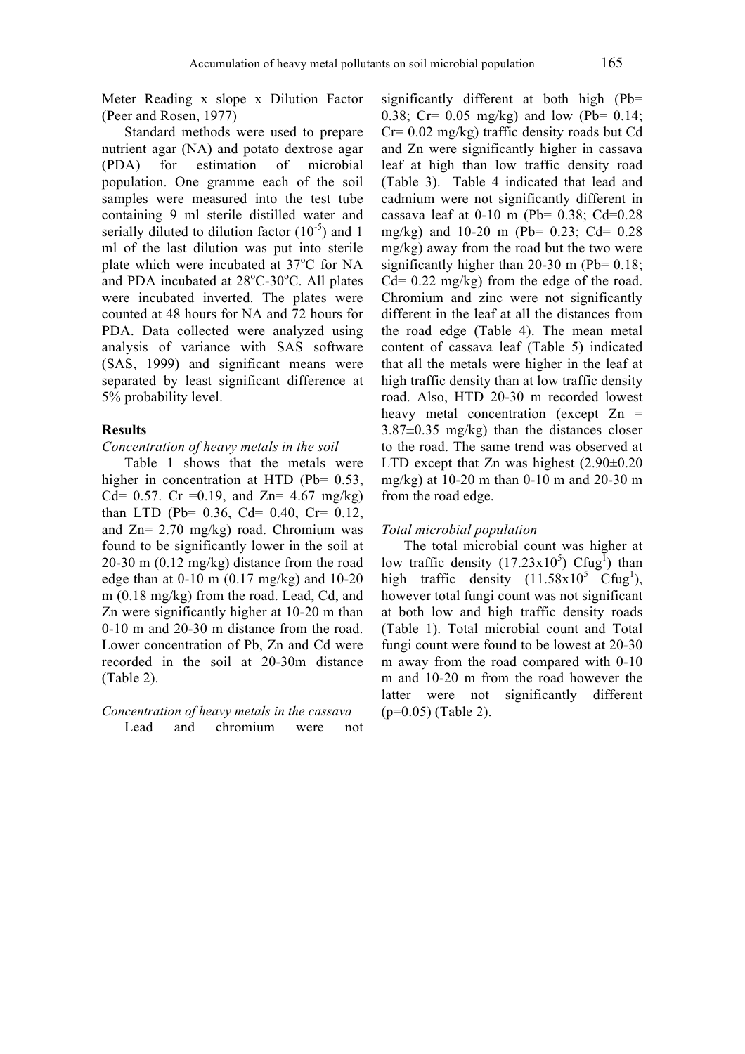Meter Reading x slope x Dilution Factor (Peer and Rosen, 1977)

Standard methods were used to prepare nutrient agar (NA) and potato dextrose agar (PDA) for estimation of microbial population. One gramme each of the soil samples were measured into the test tube containing 9 ml sterile distilled water and serially diluted to dilution factor ($10^{-5}$) and 1 ml of the last dilution was put into sterile plate which were incubated at 37$^{o}$C for NA and PDA incubated at 28$^{o}$C-30$^{o}$C. All plates were incubated inverted. The plates were counted at 48 hours for NA and 72 hours for PDA. Data collected were analyzed using analysis of variance with SAS software (SAS, 1999) and significant means were separated by least significant difference at 5% probability level.

### Results

*Concentration of heavy metals in the soil*

Table 1 shows that the metals were higher in concentration at HTD (Pb= 0.53, Cd= 0.57. Cr =0.19, and Zn= 4.67 mg/kg) than LTD (Pb= 0.36, Cd= 0.40, Cr= 0.12, and Zn= 2.70 mg/kg) road. Chromium was found to be significantly lower in the soil at 20-30 m (0.12 mg/kg) distance from the road edge than at 0-10 m (0.17 mg/kg) and 10-20 m (0.18 mg/kg) from the road. Lead, Cd, and Zn were significantly higher at 10-20 m than 0-10 m and 20-30 m distance from the road. Lower concentration of Pb, Zn and Cd were recorded in the soil at 20-30m distance (Table 2).

*Concentration of heavy metals in the cassava*

Lead and chromium were not significantly different at both high (Pb= 0.38; Cr= 0.05 mg/kg) and low (Pb= 0.14; Cr= 0.02 mg/kg) traffic density roads but Cd and Zn were significantly higher in cassava leaf at high than low traffic density road (Table 3). Table 4 indicated that lead and cadmium were not significantly different in cassava leaf at 0-10 m (Pb= 0.38; Cd=0.28 mg/kg) and 10-20 m (Pb= 0.23; Cd= 0.28 mg/kg) away from the road but the two were significantly higher than 20-30 m (Pb= 0.18; Cd= 0.22 mg/kg) from the edge of the road. Chromium and zinc were not significantly different in the leaf at all the distances from the road edge (Table 4). The mean metal content of cassava leaf (Table 5) indicated that all the metals were higher in the leaf at high traffic density than at low traffic density road. Also, HTD 20-30 m recorded lowest heavy metal concentration (except Zn = 3.87±0.35 mg/kg) than the distances closer to the road. The same trend was observed at LTD except that Zn was highest (2.90±0.20 mg/kg) at 10-20 m than 0-10 m and 20-30 m from the road edge.

*Total microbial population*

The total microbial count was higher at low traffic density (17.23x10$^{5}$) Cfug$^{1}$) than high traffic density (11.58x10$^{5}$ Cfug$^{1}$), however total fungi count was not significant at both low and high traffic density roads (Table 1). Total microbial count and Total fungi count were found to be lowest at 20-30 m away from the road compared with 0-10 m and 10-20 m from the road however the latter were not significantly different (p=0.05) (Table 2).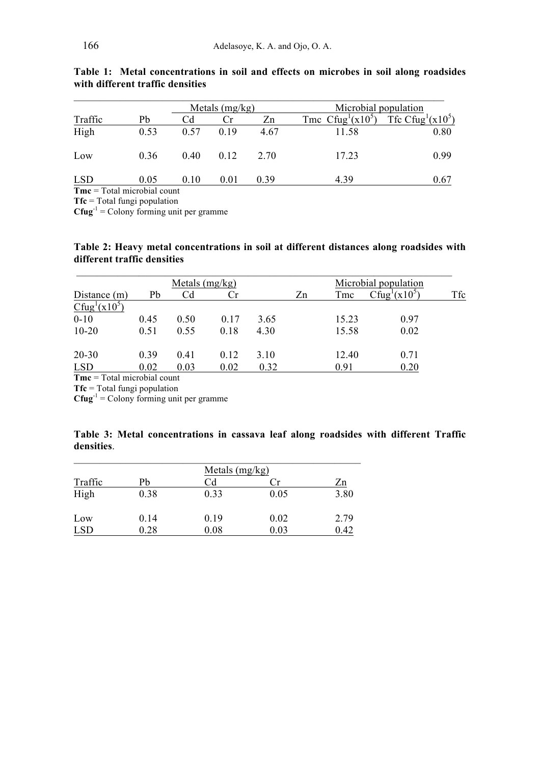**Table 1: Metal concentrations in soil and effects on microbes in soil along roadsides with different traffic densities**

| | Metals (mg/kg) | | | | Microbial population | |
|---|---|---|---|---|---|---|
| Traffic | Pb | Cd | Cr | Zn | Tmc Cfug$^{1}$(x10$^{5}$) | Tfc Cfug$^{1}$(x10$^{5}$) |
| High | 0.53 | 0.57 | 0.19 | 4.67 | 11.58 | 0.80 |
| Low | 0.36 | 0.40 | 0.12 | 2.70 | 17.23 | 0.99 |
| LSD | 0.05 | 0.10 | 0.01 | 0.39 | 4.39 | 0.67 |

**Tmc** = Total microbial count
**Tfc** = Total fungi population
**Cfug$^{-1}$** = Colony forming unit per gramme

**Table 2: Heavy metal concentrations in soil at different distances along roadsides with different traffic densities**

| | Metals (mg/kg) | | | | Microbial population | |
|---|---|---|---|---|---|---|
| Distance (m) | Pb | Cd | Cr | Zn | Tmc Cfug$^{1}$(x10$^{5}$) | Tfc Cfug$^{1}$(x10$^{5}$) |
| 0-10 | 0.45 | 0.50 | 0.17 | 3.65 | 15.23 | 0.97 |
| 10-20 | 0.51 | 0.55 | 0.18 | 4.30 | 15.58 | 0.02 |
| 20-30 | 0.39 | 0.41 | 0.12 | 3.10 | 12.40 | 0.71 |
| LSD | 0.02 | 0.03 | 0.02 | 0.32 | 0.91 | 0.20 |

**Tmc** = Total microbial count
**Tfc** = Total fungi population
**Cfug$^{-1}$** = Colony forming unit per gramme

**Table 3: Metal concentrations in cassava leaf along roadsides with different Traffic densities**.

| | Metals (mg/kg) | | | |
|---|---|---|---|---|
| Traffic | Pb | Cd | Cr | Zn |
| High | 0.38 | 0.33 | 0.05 | 3.80 |
| Low | 0.14 | 0.19 | 0.02 | 2.79 |
| LSD | 0.28 | 0.08 | 0.03 | 0.42 |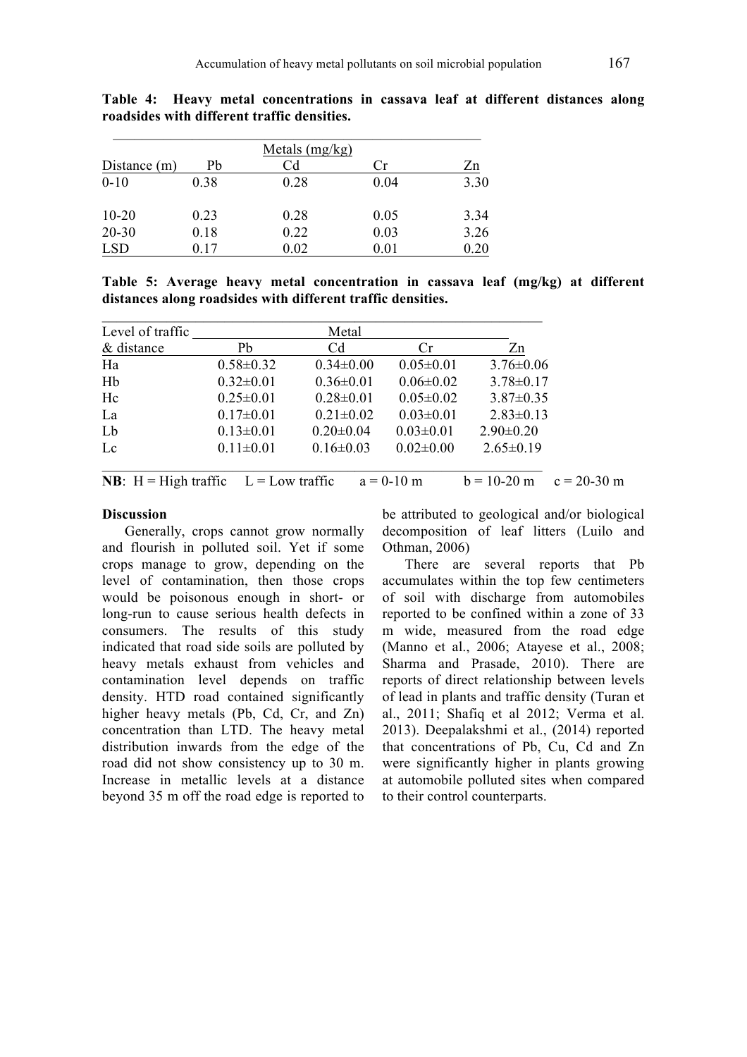**Table 4: Heavy metal concentrations in cassava leaf at different distances along roadsides with different traffic densities.**

| | Metals (mg/kg) | | | |
|---|---|---|---|---|
| Distance (m) | Pb | Cd | Cr | Zn |
| 0-10 | 0.38 | 0.28 | 0.04 | 3.30 |
| 10-20 | 0.23 | 0.28 | 0.05 | 3.34 |
| 20-30 | 0.18 | 0.22 | 0.03 | 3.26 |
| LSD | 0.17 | 0.02 | 0.01 | 0.20 |

**Table 5: Average heavy metal concentration in cassava leaf (mg/kg) at different distances along roadsides with different traffic densities.**

| Level of traffic | Metal | | | |
|---|---|---|---|---|
| & distance | Pb | Cd | Cr | Zn |
| Ha | 0.58±0.32 | 0.34±0.00 | 0.05±0.01 | 3.76±0.06 |
| Hb | 0.32±0.01 | 0.36±0.01 | 0.06±0.02 | 3.78±0.17 |
| Hc | 0.25±0.01 | 0.28±0.01 | 0.05±0.02 | 3.87±0.35 |
| La | 0.17±0.01 | 0.21±0.02 | 0.03±0.01 | 2.83±0.13 |
| Lb | 0.13±0.01 | 0.20±0.04 | 0.03±0.01 | 2.90±0.20 |
| Lc | 0.11±0.01 | 0.16±0.03 | 0.02±0.00 | 2.65±0.19 |

**NB**: H = High traffic  L = Low traffic  a = 0-10 m  b = 10-20 m  c = 20-30 m

**Discussion**

Generally, crops cannot grow normally and flourish in polluted soil. Yet if some crops manage to grow, depending on the level of contamination, then those crops would be poisonous enough in short- or long-run to cause serious health defects in consumers. The results of this study indicated that road side soils are polluted by heavy metals exhaust from vehicles and contamination level depends on traffic density. HTD road contained significantly higher heavy metals (Pb, Cd, Cr, and Zn) concentration than LTD. The heavy metal distribution inwards from the edge of the road did not show consistency up to 30 m. Increase in metallic levels at a distance beyond 35 m off the road edge is reported to be attributed to geological and/or biological decomposition of leaf litters (Luilo and Othman, 2006)

There are several reports that Pb accumulates within the top few centimeters of soil with discharge from automobiles reported to be confined within a zone of 33 m wide, measured from the road edge (Manno et al., 2006; Atayese et al., 2008; Sharma and Prasade, 2010). There are reports of direct relationship between levels of lead in plants and traffic density (Turan et al., 2011; Shafiq et al 2012; Verma et al. 2013). Deepalakshmi et al., (2014) reported that concentrations of Pb, Cu, Cd and Zn were significantly higher in plants growing at automobile polluted sites when compared to their control counterparts.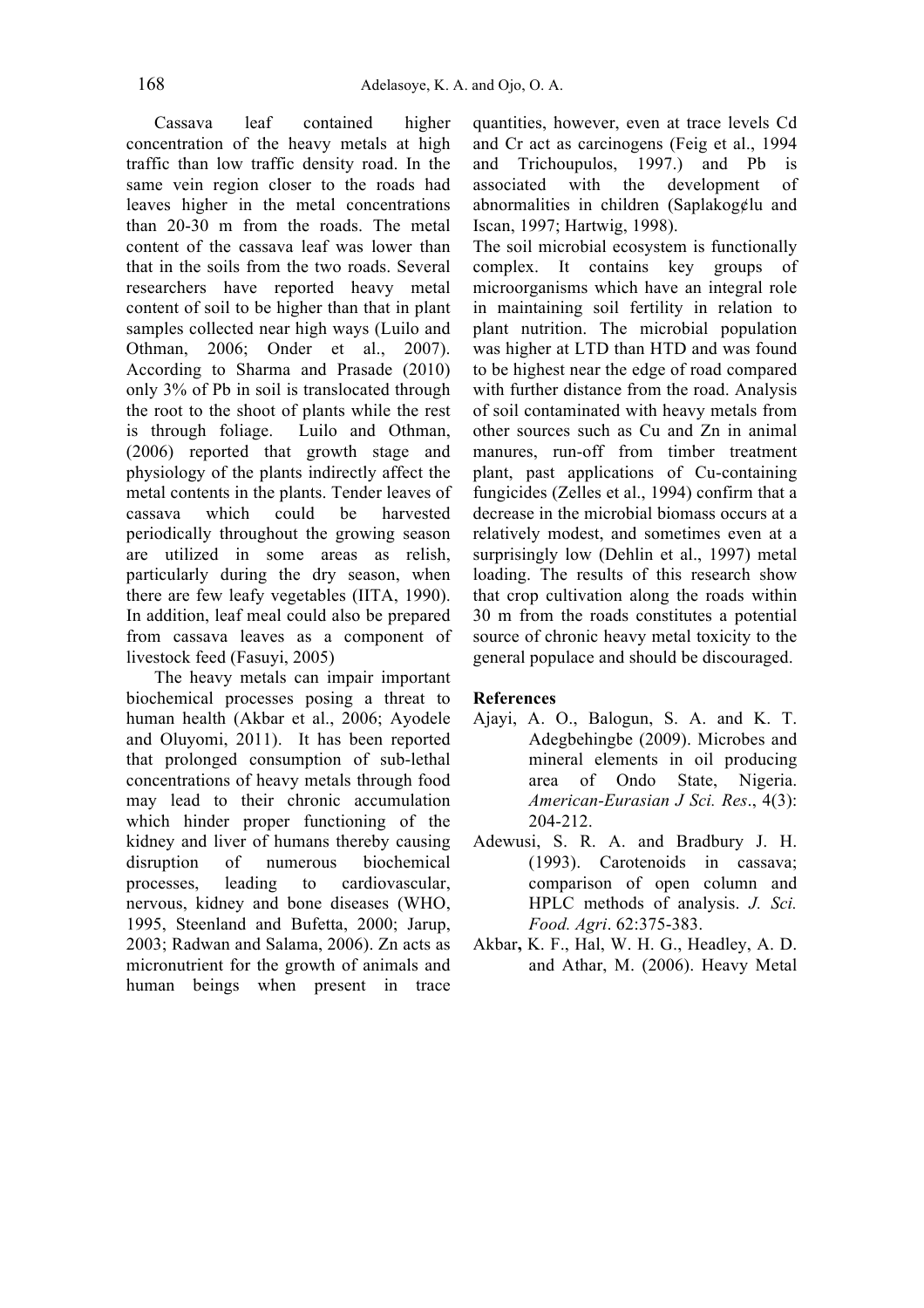Cassava leaf contained higher concentration of the heavy metals at high traffic than low traffic density road. In the same vein region closer to the roads had leaves higher in the metal concentrations than 20-30 m from the roads. The metal content of the cassava leaf was lower than that in the soils from the two roads. Several researchers have reported heavy metal content of soil to be higher than that in plant samples collected near high ways (Luilo and Othman, 2006; Onder et al., 2007). According to Sharma and Prasade (2010) only 3% of Pb in soil is translocated through the root to the shoot of plants while the rest is through foliage. Luilo and Othman, (2006) reported that growth stage and physiology of the plants indirectly affect the metal contents in the plants. Tender leaves of cassava which could be harvested periodically throughout the growing season are utilized in some areas as relish, particularly during the dry season, when there are few leafy vegetables (IITA, 1990). In addition, leaf meal could also be prepared from cassava leaves as a component of livestock feed (Fasuyi, 2005)

The heavy metals can impair important biochemical processes posing a threat to human health (Akbar et al., 2006; Ayodele and Oluyomi, 2011). It has been reported that prolonged consumption of sub-lethal concentrations of heavy metals through food may lead to their chronic accumulation which hinder proper functioning of the kidney and liver of humans thereby causing disruption of numerous biochemical processes, leading to cardiovascular, nervous, kidney and bone diseases (WHO, 1995, Steenland and Bufetta, 2000; Jarup, 2003; Radwan and Salama, 2006). Zn acts as micronutrient for the growth of animals and human beings when present in trace quantities, however, even at trace levels Cd and Cr act as carcinogens (Feig et al., 1994 and Trichoupulos, 1997.) and Pb is associated with the development of abnormalities in children (Saplakog¢lu and Iscan, 1997; Hartwig, 1998).

The soil microbial ecosystem is functionally complex. It contains key groups of microorganisms which have an integral role in maintaining soil fertility in relation to plant nutrition. The microbial population was higher at LTD than HTD and was found to be highest near the edge of road compared with further distance from the road. Analysis of soil contaminated with heavy metals from other sources such as Cu and Zn in animal manures, run-off from timber treatment plant, past applications of Cu-containing fungicides (Zelles et al., 1994) confirm that a decrease in the microbial biomass occurs at a relatively modest, and sometimes even at a surprisingly low (Dehlin et al., 1997) metal loading. The results of this research show that crop cultivation along the roads within 30 m from the roads constitutes a potential source of chronic heavy metal toxicity to the general populace and should be discouraged.

## References

Ajayi, A. O., Balogun, S. A. and K. T. Adegbehingbe (2009). Microbes and mineral elements in oil producing area of Ondo State, Nigeria. *American-Eurasian J Sci. Res*., 4(3): 204-212.

Adewusi, S. R. A. and Bradbury J. H. (1993). Carotenoids in cassava; comparison of open column and HPLC methods of analysis. *J. Sci. Food. Agri*. 62:375-383.

Akbar**,** K. F., Hal, W. H. G., Headley, A. D. and Athar, M. (2006). Heavy Metal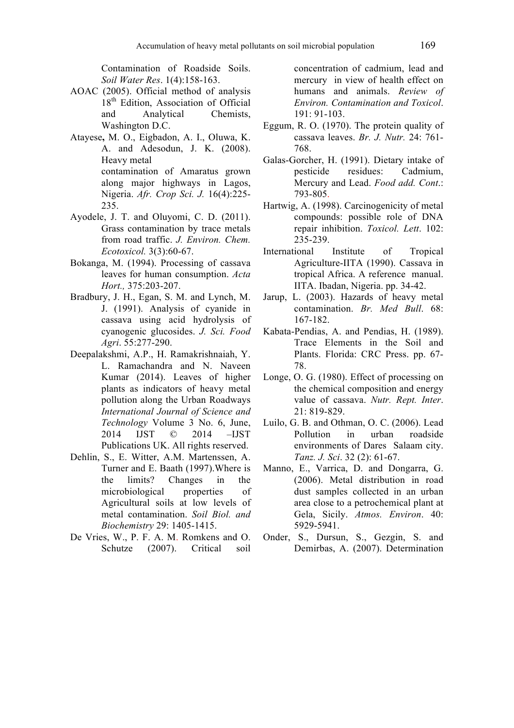Contamination of Roadside Soils. *Soil Water Res*. 1(4):158-163.

AOAC (2005). Official method of analysis 18th Edition, Association of Official and Analytical Chemists, Washington D.C.

Atayese**,** M. O., Eigbadon, A. I., Oluwa, K. A. and Adesodun, J. K. (2008). Heavy metal contamination of Amaratus grown along major highways in Lagos, Nigeria. *Afr. Crop Sci. J.* 16(4):225-235.

Ayodele, J. T. and Oluyomi, C. D. (2011). Grass contamination by trace metals from road traffic. *J. Environ. Chem. Ecotoxicol.* 3(3):60-67.

Bokanga, M. (1994). Processing of cassava leaves for human consumption. *Acta Hort.,* 375:203-207.

Bradbury, J. H., Egan, S. M. and Lynch, M. J. (1991). Analysis of cyanide in cassava using acid hydrolysis of cyanogenic glucosides. *J. Sci. Food Agri*. 55:277-290.

Deepalakshmi, A.P., H. Ramakrishnaiah, Y. L. Ramachandra and N. Naveen Kumar (2014). Leaves of higher plants as indicators of heavy metal pollution along the Urban Roadways *International Journal of Science and Technology* Volume 3 No. 6, June, 2014 IJST © 2014 –IJST Publications UK. All rights reserved.

Dehlin, S., E. Witter, A.M. Martenssen, A. Turner and E. Baath (1997).Where is the limits? Changes in the microbiological properties of Agricultural soils at low levels of metal contamination. *Soil Biol. and Biochemistry* 29: 1405-1415.

De Vries, W., P. F. A. M. Romkens and O. Schutze (2007). Critical soil concentration of cadmium, lead and mercury in view of health effect on humans and animals. *Review of Environ. Contamination and Toxicol*. 191: 91-103.

Eggum, R. O. (1970). The protein quality of cassava leaves. *Br. J. Nutr.* 24: 761-768.

Galas-Gorcher, H. (1991). Dietary intake of pesticide residues: Cadmium, Mercury and Lead. *Food add. Cont*.: 793-805.

Hartwig, A. (1998). Carcinogenicity of metal compounds: possible role of DNA repair inhibition. *Toxicol. Lett*. 102: 235-239.

International Institute of Tropical Agriculture-IITA (1990). Cassava in tropical Africa. A reference manual. IITA. Ibadan, Nigeria. pp. 34-42.

Jarup, L. (2003). Hazards of heavy metal contamination. *Br. Med Bull*. 68: 167-182.

Kabata-Pendias, A. and Pendias, H. (1989). Trace Elements in the Soil and Plants. Florida: CRC Press. pp. 67-78.

Longe, O. G. (1980). Effect of processing on the chemical composition and energy value of cassava. *Nutr. Rept. Inter*. 21: 819-829.

Luilo, G. B. and Othman, O. C. (2006). Lead Pollution in urban roadside environments of Dares Salaam city. *Tanz. J. Sci*. 32 (2): 61-67.

Manno, E., Varrica, D. and Dongarra, G. (2006). Metal distribution in road dust samples collected in an urban area close to a petrochemical plant at Gela, Sicily. *Atmos. Environ*. 40: 5929-5941.

Onder, S., Dursun, S., Gezgin, S. and Demirbas, A. (2007). Determination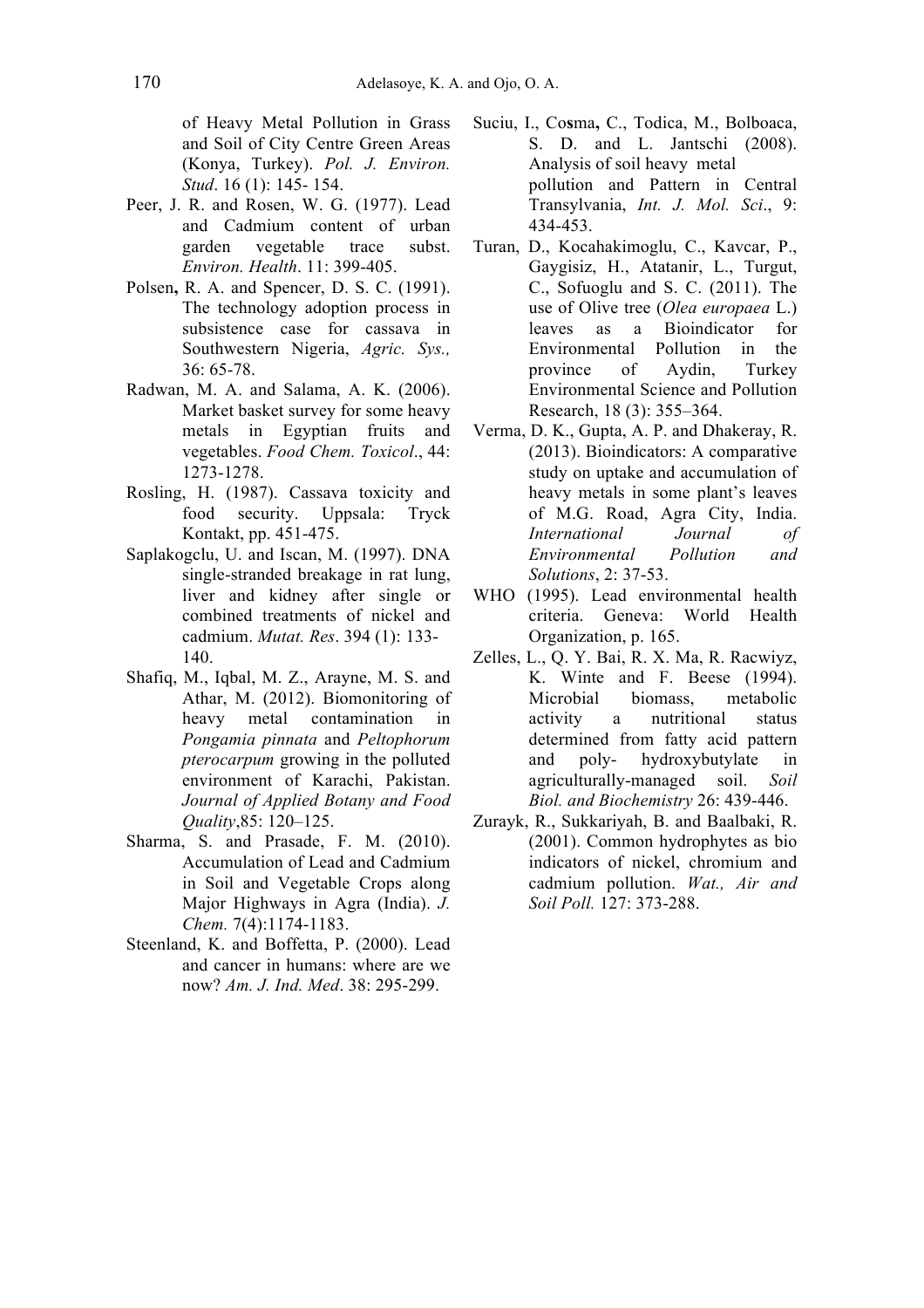of Heavy Metal Pollution in Grass and Soil of City Centre Green Areas (Konya, Turkey). *Pol. J. Environ. Stud*. 16 (1): 145- 154.

Peer, J. R. and Rosen, W. G. (1977). Lead and Cadmium content of urban garden vegetable trace subst. *Environ. Health*. 11: 399-405.

Polsen**,** R. A. and Spencer, D. S. C. (1991). The technology adoption process in subsistence case for cassava in Southwestern Nigeria, *Agric. Sys.,* 36: 65-78.

Radwan, M. A. and Salama, A. K. (2006). Market basket survey for some heavy metals in Egyptian fruits and vegetables. *Food Chem. Toxicol*., 44: 1273-1278.

Rosling, H. (1987). Cassava toxicity and food security. Uppsala: Tryck Kontakt, pp. 451-475.

Saplakogclu, U. and Iscan, M. (1997). DNA single-stranded breakage in rat lung, liver and kidney after single or combined treatments of nickel and cadmium. *Mutat. Res*. 394 (1): 133-140.

Shafiq, M., Iqbal, M. Z., Arayne, M. S. and Athar, M. (2012). Biomonitoring of heavy metal contamination in *Pongamia pinnata* and *Peltophorum pterocarpum* growing in the polluted environment of Karachi, Pakistan. *Journal of Applied Botany and Food Quality*,85: 120–125.

Sharma, S. and Prasade, F. M. (2010). Accumulation of Lead and Cadmium in Soil and Vegetable Crops along Major Highways in Agra (India). *J. Chem.* 7(4):1174-1183.

Steenland, K. and Boffetta, P. (2000). Lead and cancer in humans: where are we now? *Am. J. Ind. Med*. 38: 295-299.

Suciu, I., Co**s**ma**,** C., Todica, M., Bolboaca, S. D. and L. Jantschi (2008). Analysis of soil heavy metal pollution and Pattern in Central Transylvania, *Int. J. Mol. Sci*., 9: 434-453.

Turan, D., Kocahakimoglu, C., Kavcar, P., Gaygisiz, H., Atatanir, L., Turgut, C., Sofuoglu and S. C. (2011). The use of Olive tree (*Olea europaea* L.) leaves as a Bioindicator for Environmental Pollution in the province of Aydin, Turkey Environmental Science and Pollution Research, 18 (3): 355–364.

Verma, D. K., Gupta, A. P. and Dhakeray, R. (2013). Bioindicators: A comparative study on uptake and accumulation of heavy metals in some plant's leaves of M.G. Road, Agra City, India. *International Journal of Environmental Pollution and Solutions*, 2: 37-53.

WHO (1995). Lead environmental health criteria. Geneva: World Health Organization, p. 165.

Zelles, L., Q. Y. Bai, R. X. Ma, R. Racwiyz, K. Winte and F. Beese (1994). Microbial biomass, metabolic activity a nutritional status determined from fatty acid pattern and poly- hydroxybutylate in agriculturally-managed soil. *Soil Biol. and Biochemistry* 26: 439-446.

Zurayk, R., Sukkariyah, B. and Baalbaki, R. (2001). Common hydrophytes as bio indicators of nickel, chromium and cadmium pollution. *Wat., Air and Soil Poll.* 127: 373-288.